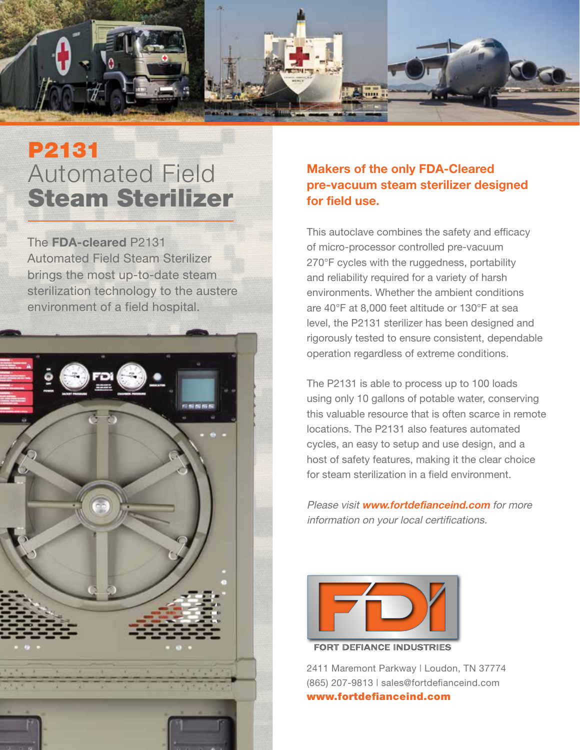# P2131
# Automated Field **Steam Sterilizer**

The **FDA-cleared** P2131 Automated Field Steam Sterilizer brings the most up-to-date steam sterilization technology to the austere environment of a field hospital.

## Makers of the only FDA-Cleared pre-vacuum steam sterilizer designed for field use.

This autoclave combines the safety and efficacy of micro-processor controlled pre-vacuum 270°F cycles with the ruggedness, portability and reliability required for a variety of harsh environments. Whether the ambient conditions are 40°F at 8,000 feet altitude or 130°F at sea level, the P2131 sterilizer has been designed and rigorously tested to ensure consistent, dependable operation regardless of extreme conditions.

The P2131 is able to process up to 100 loads using only 10 gallons of potable water, conserving this valuable resource that is often scarce in remote locations. The P2131 also features automated cycles, an easy to setup and use design, and a host of safety features, making it the clear choice for steam sterilization in a field environment.

*Please visit **www.fortdefianceind.com** for more information on your local certifications.*

FORT DEFIANCE INDUSTRIES

2411 Maremont Parkway | Loudon, TN 37774
(865) 207-9813 | sales@fortdefianceind.com
**www.fortdefianceind.com**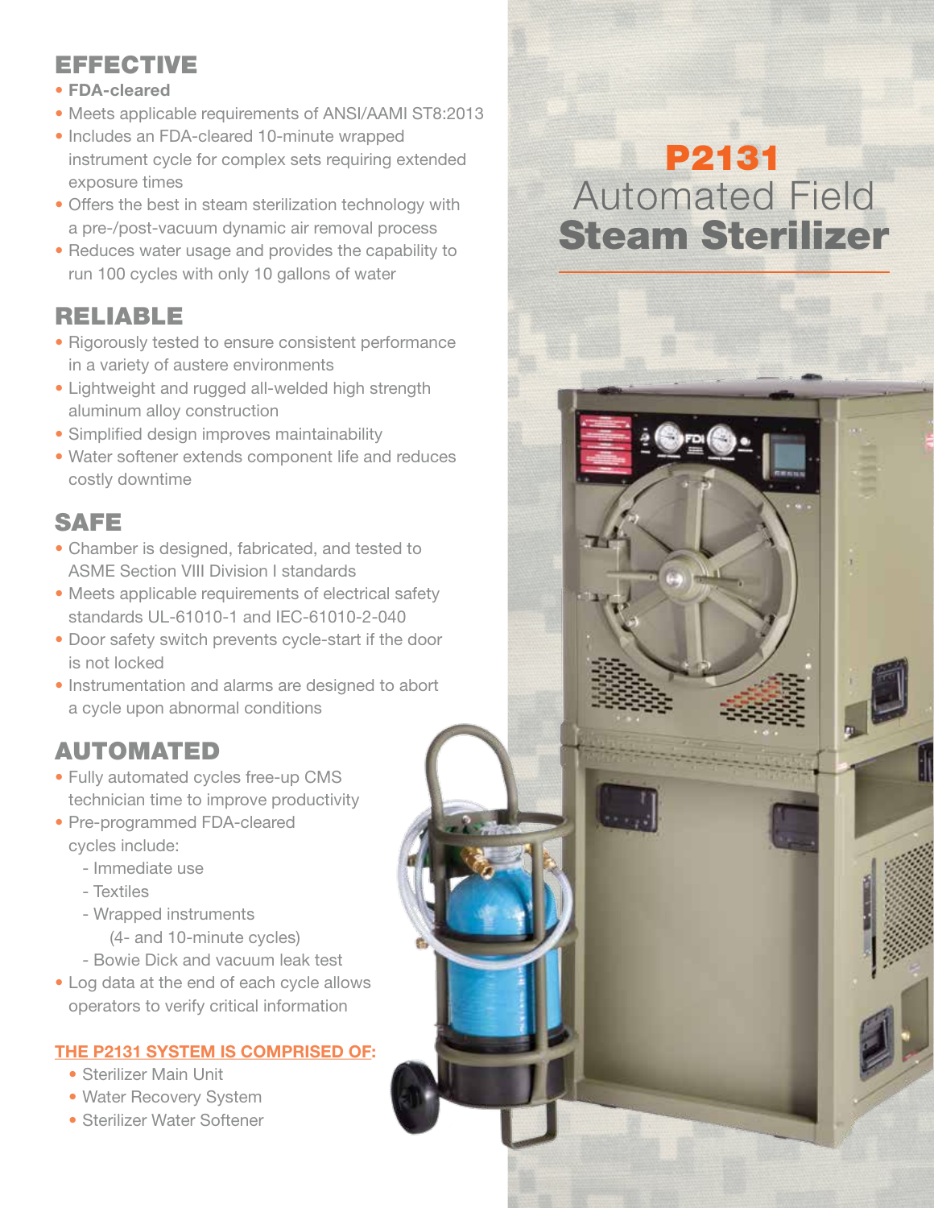# P2131 Automated Field Steam Sterilizer

## EFFECTIVE

- **FDA-cleared**
- Meets applicable requirements of ANSI/AAMI ST8:2013
- Includes an FDA-cleared 10-minute wrapped instrument cycle for complex sets requiring extended exposure times
- Offers the best in steam sterilization technology with a pre-/post-vacuum dynamic air removal process
- Reduces water usage and provides the capability to run 100 cycles with only 10 gallons of water

## RELIABLE

- Rigorously tested to ensure consistent performance in a variety of austere environments
- Lightweight and rugged all-welded high strength aluminum alloy construction
- Simplified design improves maintainability
- Water softener extends component life and reduces costly downtime

## SAFE

- Chamber is designed, fabricated, and tested to ASME Section VIII Division I standards
- Meets applicable requirements of electrical safety standards UL-61010-1 and IEC-61010-2-040
- Door safety switch prevents cycle-start if the door is not locked
- Instrumentation and alarms are designed to abort a cycle upon abnormal conditions

## AUTOMATED

- Fully automated cycles free-up CMS technician time to improve productivity
- Pre-programmed FDA-cleared cycles include:
  - Immediate use
  - Textiles
  - Wrapped instruments (4- and 10-minute cycles)
  - Bowie Dick and vacuum leak test
- Log data at the end of each cycle allows operators to verify critical information

**THE P2131 SYSTEM IS COMPRISED OF:**

- Sterilizer Main Unit
- Water Recovery System
- Sterilizer Water Softener